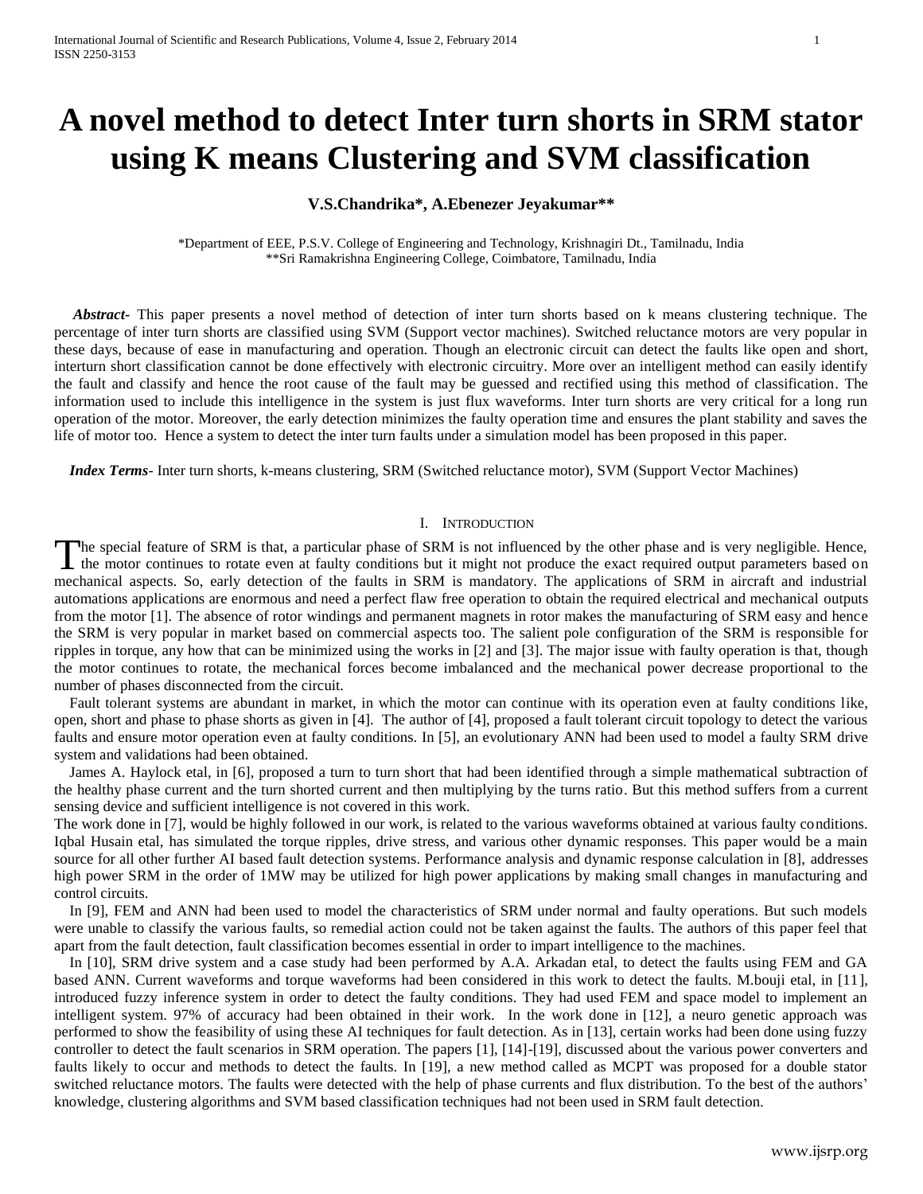# A novel method to detect Inter turn shorts in SRM stator using K means Clustering and SVM classification

**V.S.Chandrika*, A.Ebenezer Jeyakumar****

*Department of EEE, P.S.V. College of Engineering and Technology, Krishnagiri Dt., Tamilnadu, India
**Sri Ramakrishna Engineering College, Coimbatore, Tamilnadu, India

***Abstract***- This paper presents a novel method of detection of inter turn shorts based on k means clustering technique. The percentage of inter turn shorts are classified using SVM (Support vector machines). Switched reluctance motors are very popular in these days, because of ease in manufacturing and operation. Though an electronic circuit can detect the faults like open and short, interturn short classification cannot be done effectively with electronic circuitry. More over an intelligent method can easily identify the fault and classify and hence the root cause of the fault may be guessed and rectified using this method of classification. The information used to include this intelligence in the system is just flux waveforms. Inter turn shorts are very critical for a long run operation of the motor. Moreover, the early detection minimizes the faulty operation time and ensures the plant stability and saves the life of motor too. Hence a system to detect the inter turn faults under a simulation model has been proposed in this paper.

***Index Terms***- Inter turn shorts, k-means clustering, SRM (Switched reluctance motor), SVM (Support Vector Machines)

## I. Introduction

The special feature of SRM is that, a particular phase of SRM is not influenced by the other phase and is very negligible. Hence, the motor continues to rotate even at faulty conditions but it might not produce the exact required output parameters based on mechanical aspects. So, early detection of the faults in SRM is mandatory. The applications of SRM in aircraft and industrial automations applications are enormous and need a perfect flaw free operation to obtain the required electrical and mechanical outputs from the motor [1]. The absence of rotor windings and permanent magnets in rotor makes the manufacturing of SRM easy and hence the SRM is very popular in market based on commercial aspects too. The salient pole configuration of the SRM is responsible for ripples in torque, any how that can be minimized using the works in [2] and [3]. The major issue with faulty operation is that, though the motor continues to rotate, the mechanical forces become imbalanced and the mechanical power decrease proportional to the number of phases disconnected from the circuit.

Fault tolerant systems are abundant in market, in which the motor can continue with its operation even at faulty conditions like, open, short and phase to phase shorts as given in [4]. The author of [4], proposed a fault tolerant circuit topology to detect the various faults and ensure motor operation even at faulty conditions. In [5], an evolutionary ANN had been used to model a faulty SRM drive system and validations had been obtained.

James A. Haylock etal, in [6], proposed a turn to turn short that had been identified through a simple mathematical subtraction of the healthy phase current and the turn shorted current and then multiplying by the turns ratio. But this method suffers from a current sensing device and sufficient intelligence is not covered in this work.

The work done in [7], would be highly followed in our work, is related to the various waveforms obtained at various faulty conditions. Iqbal Husain etal, has simulated the torque ripples, drive stress, and various other dynamic responses. This paper would be a main source for all other further AI based fault detection systems. Performance analysis and dynamic response calculation in [8], addresses high power SRM in the order of 1MW may be utilized for high power applications by making small changes in manufacturing and control circuits.

In [9], FEM and ANN had been used to model the characteristics of SRM under normal and faulty operations. But such models were unable to classify the various faults, so remedial action could not be taken against the faults. The authors of this paper feel that apart from the fault detection, fault classification becomes essential in order to impart intelligence to the machines.

In [10], SRM drive system and a case study had been performed by A.A. Arkadan etal, to detect the faults using FEM and GA based ANN. Current waveforms and torque waveforms had been considered in this work to detect the faults. M.bouji etal, in [11], introduced fuzzy inference system in order to detect the faulty conditions. They had used FEM and space model to implement an intelligent system. 97% of accuracy had been obtained in their work. In the work done in [12], a neuro genetic approach was performed to show the feasibility of using these AI techniques for fault detection. As in [13], certain works had been done using fuzzy controller to detect the fault scenarios in SRM operation. The papers [1], [14]-[19], discussed about the various power converters and faults likely to occur and methods to detect the faults. In [19], a new method called as MCPT was proposed for a double stator switched reluctance motors. The faults were detected with the help of phase currents and flux distribution. To the best of the authors' knowledge, clustering algorithms and SVM based classification techniques had not been used in SRM fault detection.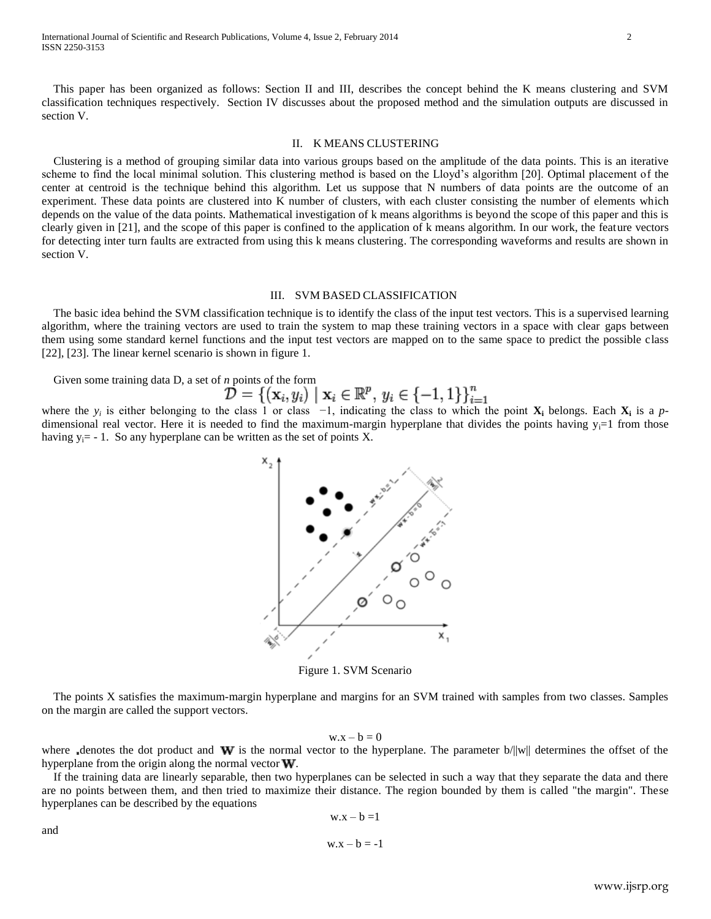This paper has been organized as follows: Section II and III, describes the concept behind the K means clustering and SVM classification techniques respectively. Section IV discusses about the proposed method and the simulation outputs are discussed in section V.

## II. K MEANS CLUSTERING

Clustering is a method of grouping similar data into various groups based on the amplitude of the data points. This is an iterative scheme to find the local minimal solution. This clustering method is based on the Lloyd's algorithm [20]. Optimal placement of the center at centroid is the technique behind this algorithm. Let us suppose that N numbers of data points are the outcome of an experiment. These data points are clustered into K number of clusters, with each cluster consisting the number of elements which depends on the value of the data points. Mathematical investigation of k means algorithms is beyond the scope of this paper and this is clearly given in [21], and the scope of this paper is confined to the application of k means algorithm. In our work, the feature vectors for detecting inter turn faults are extracted from using this k means clustering. The corresponding waveforms and results are shown in section V.

## III. SVM BASED CLASSIFICATION

The basic idea behind the SVM classification technique is to identify the class of the input test vectors. This is a supervised learning algorithm, where the training vectors are used to train the system to map these training vectors in a space with clear gaps between them using some standard kernel functions and the input test vectors are mapped on to the same space to predict the possible class [22], [23]. The linear kernel scenario is shown in figure 1.

Given some training data D, a set of *n* points of the form

$$\mathcal{D} = \left\{ (\mathbf{x}_i, y_i) \mid \mathbf{x}_i \in \mathbb{R}^p,\ y_i \in \{-1, 1\} \right\}_{i=1}^{n}$$

where the $y_i$ is either belonging to the class 1 or class −1, indicating the class to which the point $\mathbf{X_i}$ belongs. Each $\mathbf{X_i}$ is a *p*-dimensional real vector. Here it is needed to find the maximum-margin hyperplane that divides the points having $y_i=1$ from those having $y_i= -1$. So any hyperplane can be written as the set of points X.

Figure 1. SVM Scenario

The points X satisfies the maximum-margin hyperplane and margins for an SVM trained with samples from two classes. Samples on the margin are called the support vectors.

$$w.x - b = 0$$

where . denotes the dot product and $\mathbf{W}$ is the normal vector to the hyperplane. The parameter $b/\|w\|$ determines the offset of the hyperplane from the origin along the normal vector $\mathbf{W}$.

If the training data are linearly separable, then two hyperplanes can be selected in such a way that they separate the data and there are no points between them, and then tried to maximize their distance. The region bounded by them is called "the margin". These hyperplanes can be described by the equations

$$w.x - b = 1$$

and

$$w.x - b = -1$$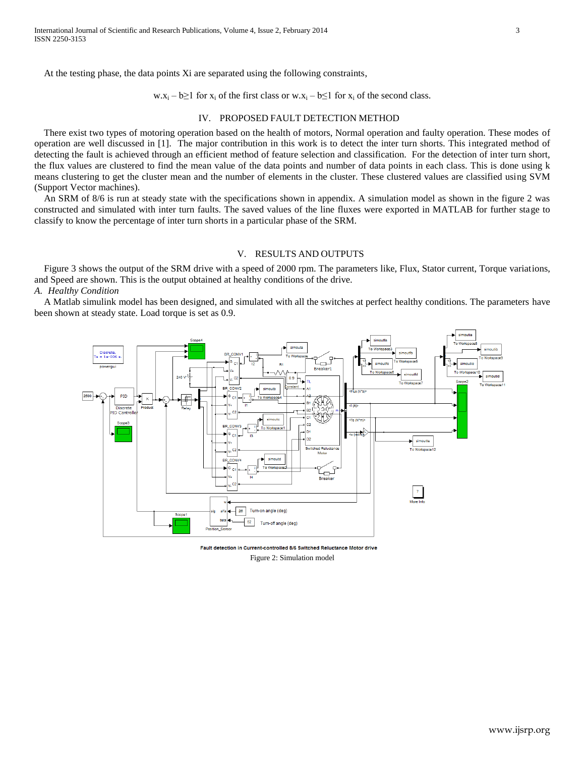At the testing phase, the data points Xi are separated using the following constraints,

$$w.x_i - b \geq 1 \text{ for } x_i \text{ of the first class or } w.x_i - b \leq 1 \text{ for } x_i \text{ of the second class.}$$

## IV. PROPOSED FAULT DETECTION METHOD

There exist two types of motoring operation based on the health of motors, Normal operation and faulty operation. These modes of operation are well discussed in [1]. The major contribution in this work is to detect the inter turn shorts. This integrated method of detecting the fault is achieved through an efficient method of feature selection and classification. For the detection of inter turn short, the flux values are clustered to find the mean value of the data points and number of data points in each class. This is done using k means clustering to get the cluster mean and the number of elements in the cluster. These clustered values are classified using SVM (Support Vector machines).

An SRM of 8/6 is run at steady state with the specifications shown in appendix. A simulation model as shown in the figure 2 was constructed and simulated with inter turn faults. The saved values of the line fluxes were exported in MATLAB for further stage to classify to know the percentage of inter turn shorts in a particular phase of the SRM.

## V. RESULTS AND OUTPUTS

Figure 3 shows the output of the SRM drive with a speed of 2000 rpm. The parameters like, Flux, Stator current, Torque variations, and Speed are shown. This is the output obtained at healthy conditions of the drive.

### *A. Healthy Condition*

A Matlab simulink model has been designed, and simulated with all the switches at perfect healthy conditions. The parameters have been shown at steady state. Load torque is set as 0.9.

Fault detection in Current-controlled 8/6 Switched Reluctance Motor drive

Figure 2: Simulation model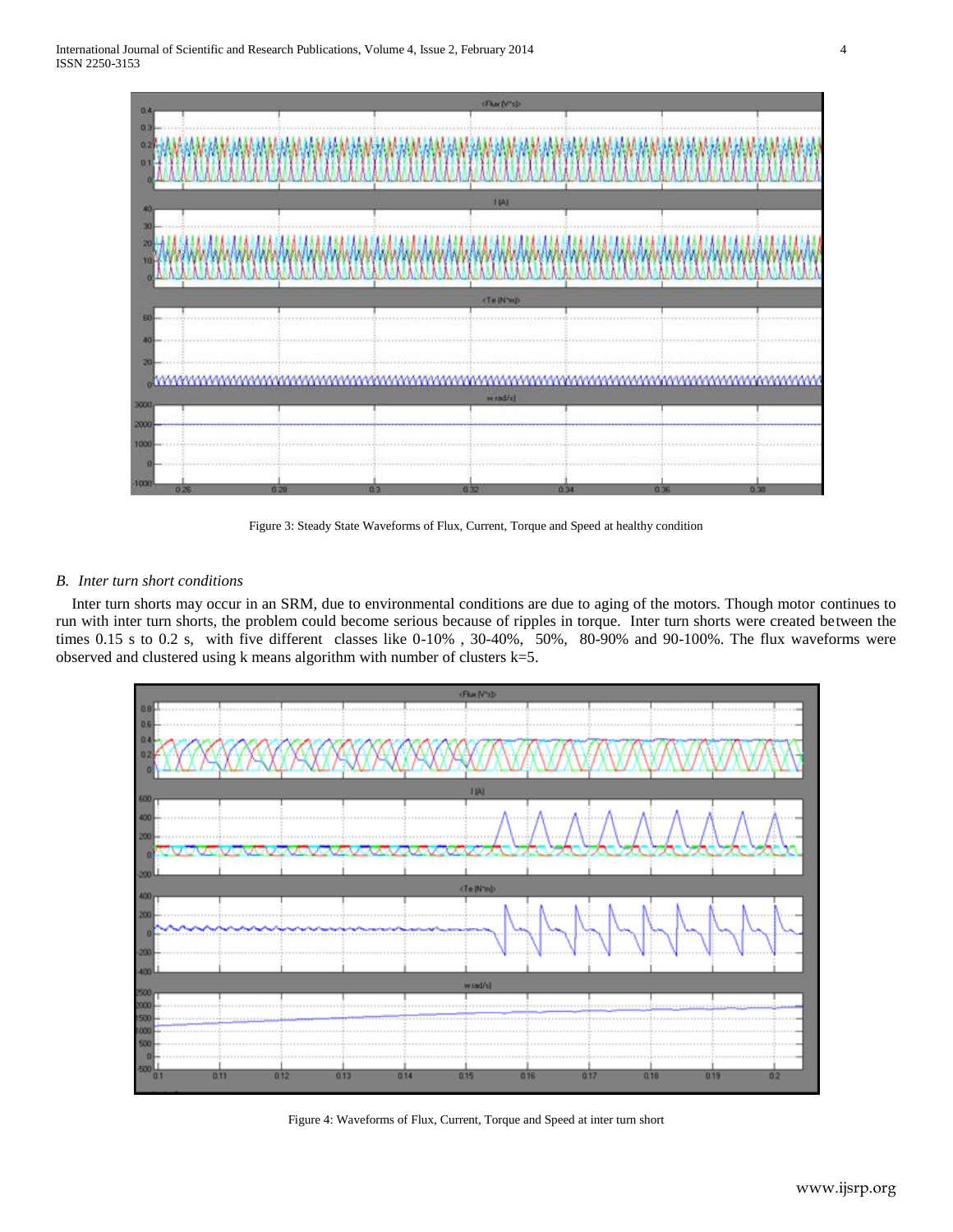Figure 3: Steady State Waveforms of Flux, Current, Torque and Speed at healthy condition

### *B. Inter turn short conditions*

Inter turn shorts may occur in an SRM, due to environmental conditions are due to aging of the motors. Though motor continues to run with inter turn shorts, the problem could become serious because of ripples in torque. Inter turn shorts were created between the times 0.15 s to 0.2 s, with five different classes like 0-10% , 30-40%, 50%, 80-90% and 90-100%. The flux waveforms were observed and clustered using k means algorithm with number of clusters k=5.

Figure 4: Waveforms of Flux, Current, Torque and Speed at inter turn short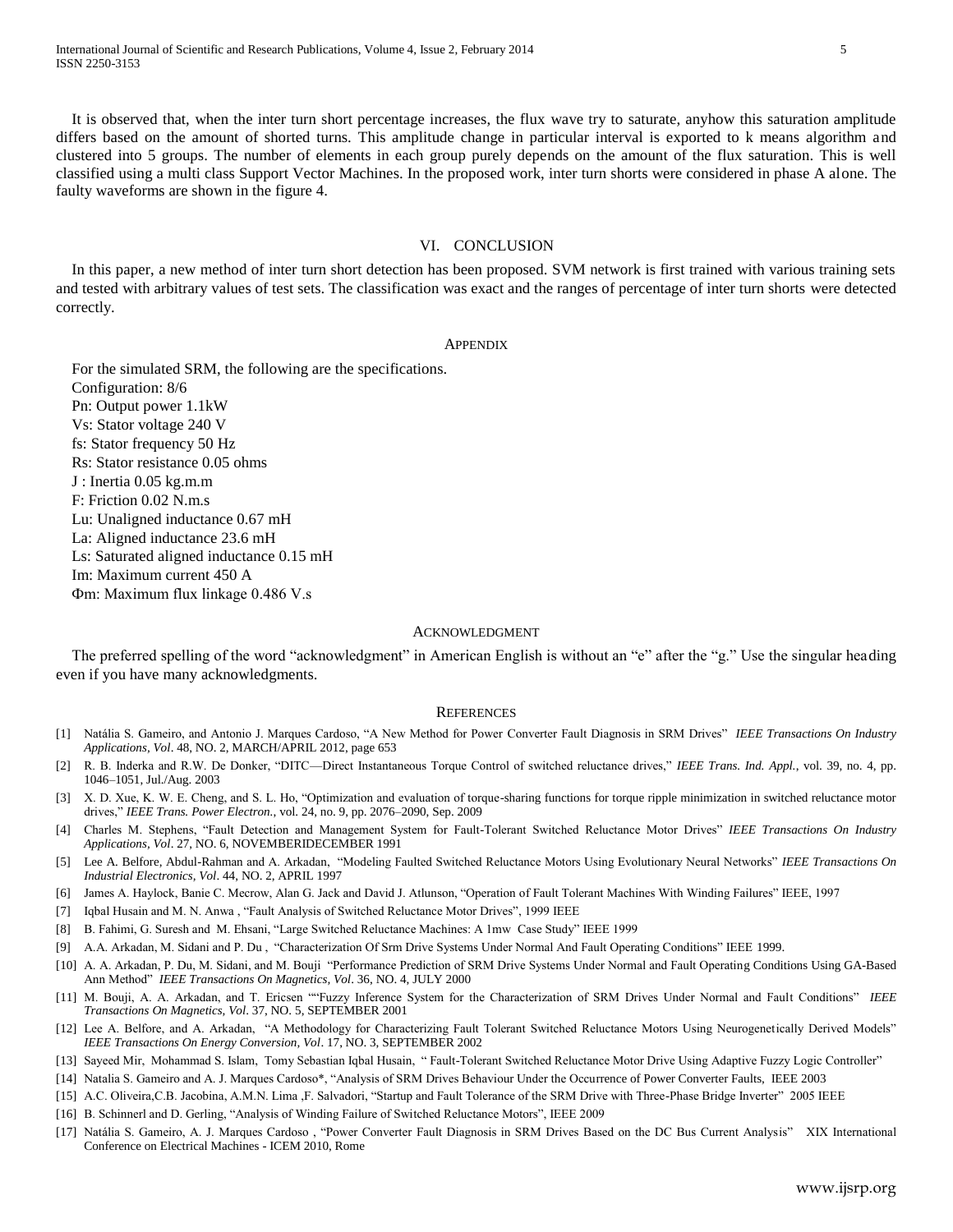It is observed that, when the inter turn short percentage increases, the flux wave try to saturate, anyhow this saturation amplitude differs based on the amount of shorted turns. This amplitude change in particular interval is exported to k means algorithm and clustered into 5 groups. The number of elements in each group purely depends on the amount of the flux saturation. This is well classified using a multi class Support Vector Machines. In the proposed work, inter turn shorts were considered in phase A alone. The faulty waveforms are shown in the figure 4.

## VI. Conclusion

In this paper, a new method of inter turn short detection has been proposed. SVM network is first trained with various training sets and tested with arbitrary values of test sets. The classification was exact and the ranges of percentage of inter turn shorts were detected correctly.

## Appendix

For the simulated SRM, the following are the specifications.

Configuration: 8/6
Pn: Output power 1.1kW
Vs: Stator voltage 240 V
fs: Stator frequency 50 Hz
Rs: Stator resistance 0.05 ohms
J : Inertia 0.05 kg.m.m
F: Friction 0.02 N.m.s
Lu: Unaligned inductance 0.67 mH
La: Aligned inductance 23.6 mH
Ls: Saturated aligned inductance 0.15 mH
Im: Maximum current 450 A
Φm: Maximum flux linkage 0.486 V.s

## Acknowledgment

The preferred spelling of the word "acknowledgment" in American English is without an "e" after the "g." Use the singular heading even if you have many acknowledgments.

## References

[1] Natália S. Gameiro, and Antonio J. Marques Cardoso, "A New Method for Power Converter Fault Diagnosis in SRM Drives" *IEEE Transactions On Industry Applications, Vol*. 48, NO. 2, MARCH/APRIL 2012, page 653

[2] R. B. Inderka and R.W. De Donker, "DITC—Direct Instantaneous Torque Control of switched reluctance drives," *IEEE Trans. Ind. Appl.*, vol. 39, no. 4, pp. 1046–1051, Jul./Aug. 2003

[3] X. D. Xue, K. W. E. Cheng, and S. L. Ho, "Optimization and evaluation of torque-sharing functions for torque ripple minimization in switched reluctance motor drives," *IEEE Trans. Power Electron.*, vol. 24, no. 9, pp. 2076–2090, Sep. 2009

[4] Charles M. Stephens, "Fault Detection and Management System for Fault-Tolerant Switched Reluctance Motor Drives" *IEEE Transactions On Industry Applications, Vol*. 27, NO. 6, NOVEMBERIDECEMBER 1991

[5] Lee A. Belfore, Abdul-Rahman and A. Arkadan, "Modeling Faulted Switched Reluctance Motors Using Evolutionary Neural Networks" *IEEE Transactions On Industrial Electronics, Vol*. 44, NO. 2, APRIL 1997

[6] James A. Haylock, Banie C. Mecrow, Alan G. Jack and David J. Atlunson, "Operation of Fault Tolerant Machines With Winding Failures" IEEE, 1997

[7] Iqbal Husain and M. N. Anwa , "Fault Analysis of Switched Reluctance Motor Drives", 1999 IEEE

[8] B. Fahimi, G. Suresh and M. Ehsani, "Large Switched Reluctance Machines: A 1mw Case Study" IEEE 1999

[9] A.A. Arkadan, M. Sidani and P. Du , "Characterization Of Srm Drive Systems Under Normal And Fault Operating Conditions" IEEE 1999.

[10] A. A. Arkadan, P. Du, M. Sidani, and M. Bouji "Performance Prediction of SRM Drive Systems Under Normal and Fault Operating Conditions Using GA-Based Ann Method" *IEEE Transactions On Magnetics, Vol*. 36, NO. 4, JULY 2000

[11] M. Bouji, A. A. Arkadan, and T. Ericsen ""Fuzzy Inference System for the Characterization of SRM Drives Under Normal and Fault Conditions" *IEEE Transactions On Magnetics, Vol*. 37, NO. 5, SEPTEMBER 2001

[12] Lee A. Belfore, and A. Arkadan, "A Methodology for Characterizing Fault Tolerant Switched Reluctance Motors Using Neurogenetically Derived Models" *IEEE Transactions On Energy Conversion, Vol*. 17, NO. 3, SEPTEMBER 2002

[13] Sayeed Mir, Mohammad S. Islam, Tomy Sebastian Iqbal Husain, " Fault-Tolerant Switched Reluctance Motor Drive Using Adaptive Fuzzy Logic Controller"

[14] Natalia S. Gameiro and A. J. Marques Cardoso*, "Analysis of SRM Drives Behaviour Under the Occurrence of Power Converter Faults, IEEE 2003

[15] A.C. Oliveira,C.B. Jacobina, A.M.N. Lima ,F. Salvadori, "Startup and Fault Tolerance of the SRM Drive with Three-Phase Bridge Inverter" 2005 IEEE

[16] B. Schinnerl and D. Gerling, "Analysis of Winding Failure of Switched Reluctance Motors", IEEE 2009

[17] Natália S. Gameiro, A. J. Marques Cardoso , "Power Converter Fault Diagnosis in SRM Drives Based on the DC Bus Current Analysis" XIX International Conference on Electrical Machines - ICEM 2010, Rome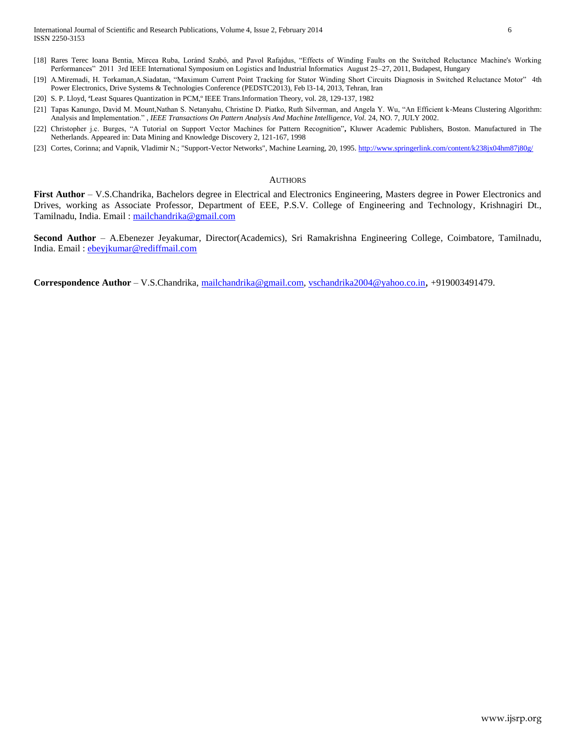[18] Rares Terec Ioana Bentia, Mircea Ruba, Loránd Szabó, and Pavol Rafajdus, "Effects of Winding Faults on the Switched Reluctance Machine's Working Performances" 2011 3rd IEEE International Symposium on Logistics and Industrial Informatics August 25–27, 2011, Budapest, Hungary

[19] A.Miremadi, H. Torkaman,A.Siadatan, "Maximum Current Point Tracking for Stator Winding Short Circuits Diagnosis in Switched Reluctance Motor" 4th Power Electronics, Drive Systems & Technologies Conference (PEDSTC2013), Feb l3-14, 2013, Tehran, Iran

[20] S. P. Lloyd, ªLeast Squares Quantization in PCM,º IEEE Trans.Information Theory, vol. 28, 129-137, 1982

[21] Tapas Kanungo, David M. Mount,Nathan S. Netanyahu, Christine D. Piatko, Ruth Silverman, and Angela Y. Wu, "An Efficient k-Means Clustering Algorithm: Analysis and Implementation." , *IEEE Transactions On Pattern Analysis And Machine Intelligence, Vol.* 24, NO. 7, JULY 2002.

[22] Christopher j.c. Burges, "A Tutorial on Support Vector Machines for Pattern Recognition", Kluwer Academic Publishers, Boston. Manufactured in The Netherlands. Appeared in: Data Mining and Knowledge Discovery 2, 121-167, 1998

[23] Cortes, Corinna; and Vapnik, Vladimir N.; "Support-Vector Networks", Machine Learning, 20, 1995. http://www.springerlink.com/content/k238jx04hm87j80g/

## AUTHORS

**First Author** – V.S.Chandrika, Bachelors degree in Electrical and Electronics Engineering, Masters degree in Power Electronics and Drives, working as Associate Professor, Department of EEE, P.S.V. College of Engineering and Technology, Krishnagiri Dt., Tamilnadu, India. Email : mailchandrika@gmail.com

**Second Author** – A.Ebenezer Jeyakumar, Director(Academics), Sri Ramakrishna Engineering College, Coimbatore, Tamilnadu, India. Email : ebeyjkumar@rediffmail.com

**Correspondence Author** – V.S.Chandrika, mailchandrika@gmail.com, vschandrika2004@yahoo.co.in, +919003491479.